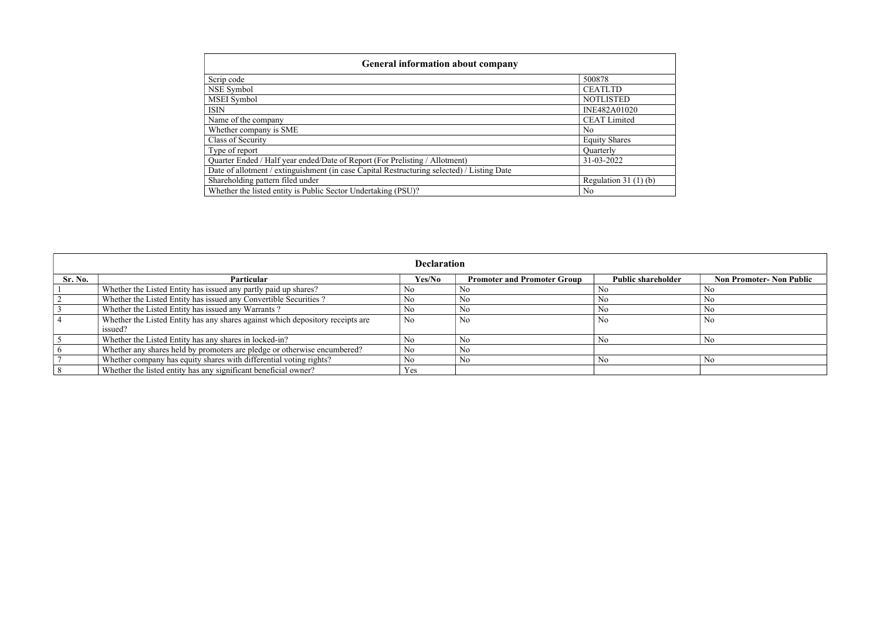## General information about company

| | |
|---|---|
| Scrip code | 500878 |
| NSE Symbol | CEATLTD |
| MSEI Symbol | NOTLISTED |
| ISIN | INE482A01020 |
| Name of the company | CEAT Limited |
| Whether company is SME | No |
| Class of Security | Equity Shares |
| Type of report | Quarterly |
| Quarter Ended / Half year ended/Date of Report (For Prelisting / Allotment) | 31-03-2022 |
| Date of allotment / extinguishment (in case Capital Restructuring selected) / Listing Date | |
| Shareholding pattern filed under | Regulation 31 (1) (b) |
| Whether the listed entity is Public Sector Undertaking (PSU)? | No |

## Declaration

| Sr. No. | Particular | Yes/No | Promoter and Promoter Group | Public shareholder | Non Promoter- Non Public |
|---|---|---|---|---|---|
| 1 | Whether the Listed Entity has issued any partly paid up shares? | No | No | No | No |
| 2 | Whether the Listed Entity has issued any Convertible Securities ? | No | No | No | No |
| 3 | Whether the Listed Entity has issued any Warrants ? | No | No | No | No |
| 4 | Whether the Listed Entity has any shares against which depository receipts are issued? | No | No | No | No |
| 5 | Whether the Listed Entity has any shares in locked-in? | No | No | No | No |
| 6 | Whether any shares held by promoters are pledge or otherwise encumbered? | No | No | | |
| 7 | Whether company has equity shares with differential voting rights? | No | No | No | No |
| 8 | Whether the listed entity has any significant beneficial owner? | Yes | | | |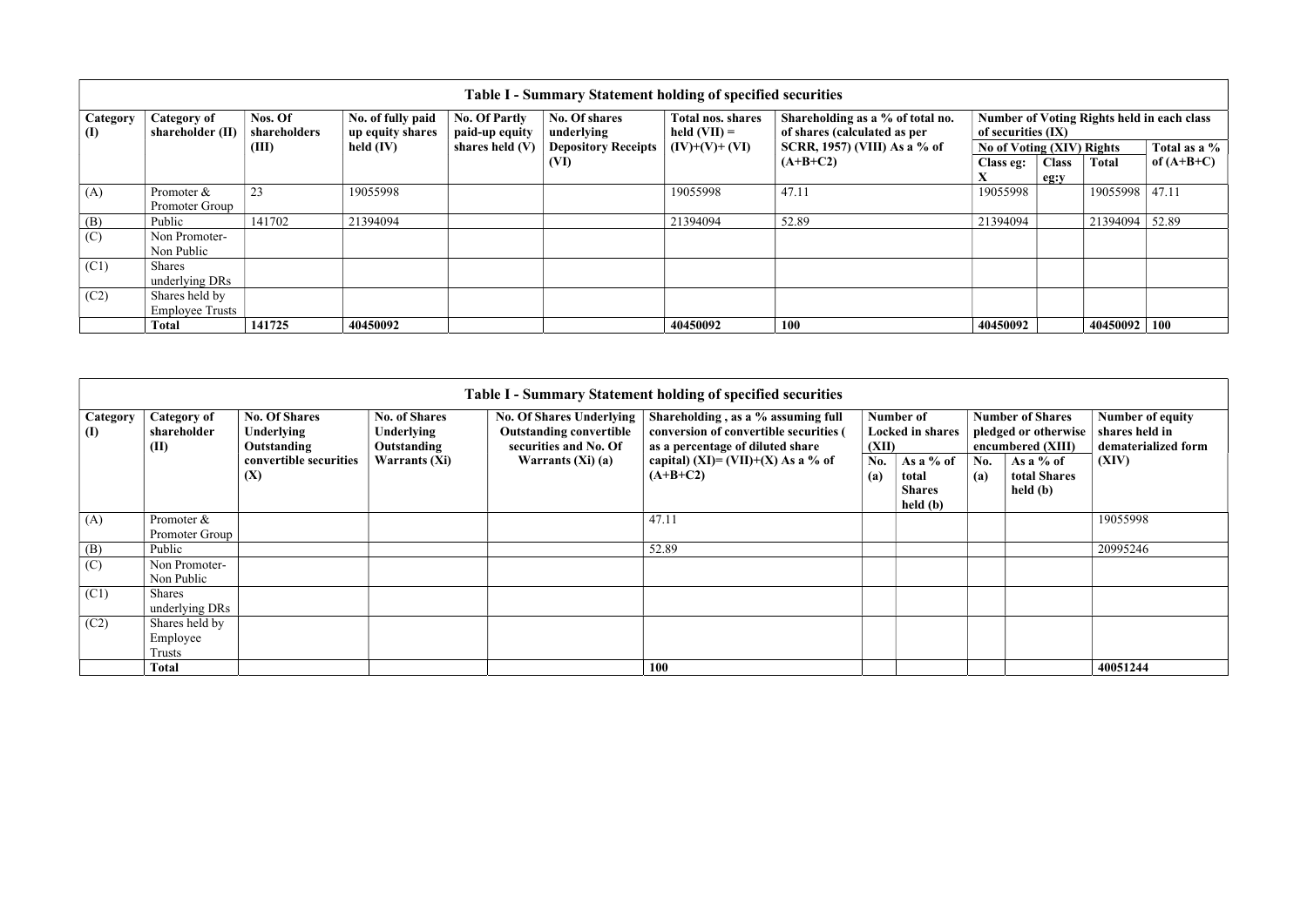## Table I - Summary Statement holding of specified securities

| Category (I) | Category of shareholder (II) | Nos. Of shareholders (III) | No. of fully paid up equity shares held (IV) | No. Of Partly paid-up equity shares held (V) | No. Of shares underlying Depository Receipts (VI) | Total nos. shares held (VII) = (IV)+(V)+ (VI) | Shareholding as a % of total no. of shares (calculated as per SCRR, 1957) (VIII) As a % of (A+B+C2) | Number of Voting Rights held in each class of securities (IX) | | | |
|---|---|---|---|---|---|---|---|---|---|---|---|
| | | | | | | | | No of Voting (XIV) Rights | | | Total as a % of (A+B+C) |
| | | | | | | | | Class eg: X | Class eg:y | Total | |
| (A) | Promoter & Promoter Group | 23 | 19055998 | | | 19055998 | 47.11 | 19055998 | | 19055998 | 47.11 |
| (B) | Public | 141702 | 21394094 | | | 21394094 | 52.89 | 21394094 | | 21394094 | 52.89 |
| (C) | Non Promoter- Non Public | | | | | | | | | | |
| (C1) | Shares underlying DRs | | | | | | | | | | |
| (C2) | Shares held by Employee Trusts | | | | | | | | | | |
| | **Total** | **141725** | **40450092** | | | **40450092** | **100** | **40450092** | | **40450092** | **100** |

## Table I - Summary Statement holding of specified securities

| Category (I) | Category of shareholder (II) | No. Of Shares Underlying Outstanding convertible securities (X) | No. of Shares Underlying Outstanding Warrants (Xi) | No. Of Shares Underlying Outstanding convertible securities and No. Of Warrants (Xi) (a) | Shareholding , as a % assuming full conversion of convertible securities ( as a percentage of diluted share capital) (XI)= (VII)+(X) As a % of (A+B+C2) | Number of Locked in shares (XII) | | Number of Shares pledged or otherwise encumbered (XIII) | | Number of equity shares held in dematerialized form (XIV) |
|---|---|---|---|---|---|---|---|---|---|---|
| | | | | | | No. (a) | As a % of total Shares held (b) | No. (a) | As a % of total Shares held (b) | |
| (A) | Promoter & Promoter Group | | | | 47.11 | | | | | 19055998 |
| (B) | Public | | | | 52.89 | | | | | 20995246 |
| (C) | Non Promoter- Non Public | | | | | | | | | |
| (C1) | Shares underlying DRs | | | | | | | | | |
| (C2) | Shares held by Employee Trusts | | | | | | | | | |
| | **Total** | | | | **100** | | | | | **40051244** |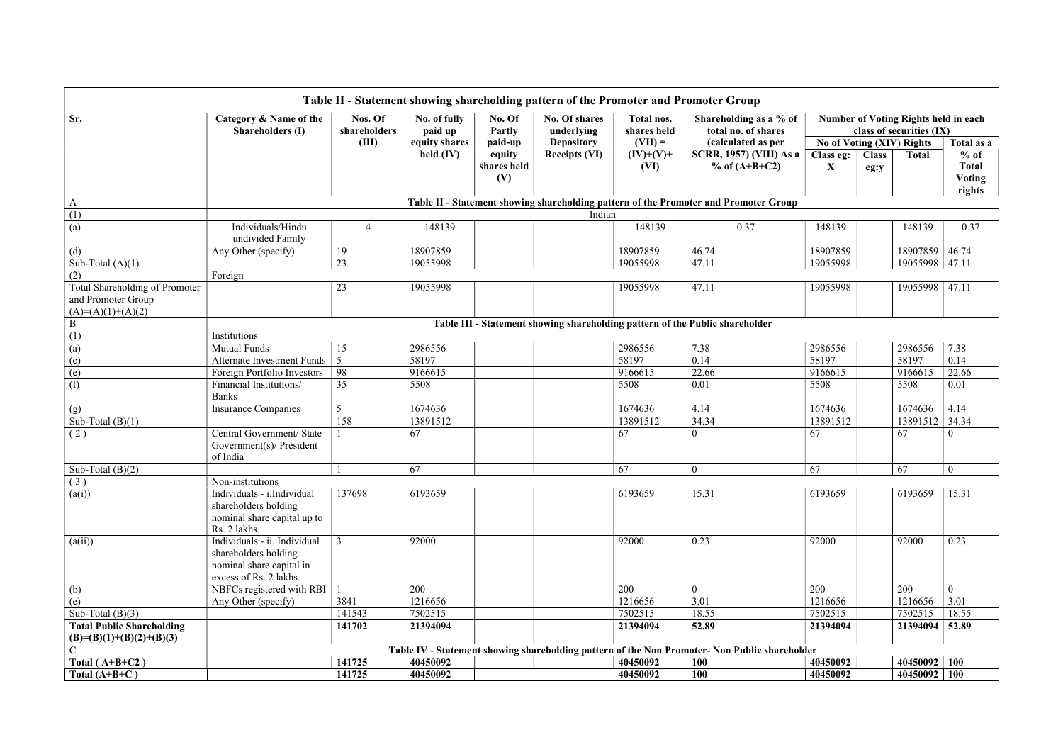| Table II - Statement showing shareholding pattern of the Promoter and Promoter Group | | | | | | | | | | | |
|---|---|---|---|---|---|---|---|---|---|---|---|
| Sr. | Category & Name of the Shareholders (I) | Nos. Of shareholders (III) | No. of fully paid up equity shares held (IV) | No. Of Partly paid-up equity shares held (V) | No. Of shares underlying Depository Receipts (VI) | Total nos. shares held (VII) = (IV)+(V)+ (VI) | Shareholding as a % of total no. of shares (calculated as per SCRR, 1957) (VIII) As a % of (A+B+C2) | Number of Voting Rights held in each class of securities (IX) | | | |
| | | | | | | | | No of Voting (XIV) Rights | | | Total as a % of Total Voting rights |
| | | | | | | | | Class eg: X | Class eg:y | Total | |
| A | Table II - Statement showing shareholding pattern of the Promoter and Promoter Group | | | | | | | | | | |
| (1) | Indian | | | | | | | | | | |
| (a) | Individuals/Hindu undivided Family | 4 | 148139 | | | 148139 | 0.37 | 148139 | | 148139 | 0.37 |
| (d) | Any Other (specify) | 19 | 18907859 | | | 18907859 | 46.74 | 18907859 | | 18907859 | 46.74 |
| Sub-Total (A)(1) | | 23 | 19055998 | | | 19055998 | 47.11 | 19055998 | | 19055998 | 47.11 |
| (2) | Foreign | | | | | | | | | | |
| Total Shareholding of Promoter and Promoter Group (A)=(A)(1)+(A)(2) | | 23 | 19055998 | | | 19055998 | 47.11 | 19055998 | | 19055998 | 47.11 |
| B | Table III - Statement showing shareholding pattern of the Public shareholder | | | | | | | | | | |
| (1) | Institutions | | | | | | | | | | |
| (a) | Mutual Funds | 15 | 2986556 | | | 2986556 | 7.38 | 2986556 | | 2986556 | 7.38 |
| (c) | Alternate Investment Funds | 5 | 58197 | | | 58197 | 0.14 | 58197 | | 58197 | 0.14 |
| (e) | Foreign Portfolio Investors | 98 | 9166615 | | | 9166615 | 22.66 | 9166615 | | 9166615 | 22.66 |
| (f) | Financial Institutions/ Banks | 35 | 5508 | | | 5508 | 0.01 | 5508 | | 5508 | 0.01 |
| (g) | Insurance Companies | 5 | 1674636 | | | 1674636 | 4.14 | 1674636 | | 1674636 | 4.14 |
| Sub-Total (B)(1) | | 158 | 13891512 | | | 13891512 | 34.34 | 13891512 | | 13891512 | 34.34 |
| ( 2 ) | Central Government/ State Government(s)/ President of India | 1 | 67 | | | 67 | 0 | 67 | | 67 | 0 |
| Sub-Total (B)(2) | | 1 | 67 | | | 67 | 0 | 67 | | 67 | 0 |
| ( 3 ) | Non-institutions | | | | | | | | | | |
| (a(i)) | Individuals - i.Individual shareholders holding nominal share capital up to Rs. 2 lakhs. | 137698 | 6193659 | | | 6193659 | 15.31 | 6193659 | | 6193659 | 15.31 |
| (a(ii)) | Individuals - ii. Individual shareholders holding nominal share capital in excess of Rs. 2 lakhs. | 3 | 92000 | | | 92000 | 0.23 | 92000 | | 92000 | 0.23 |
| (b) | NBFCs registered with RBI | 1 | 200 | | | 200 | 0 | 200 | | 200 | 0 |
| (e) | Any Other (specify) | 3841 | 1216656 | | | 1216656 | 3.01 | 1216656 | | 1216656 | 3.01 |
| Sub-Total (B)(3) | | 141543 | 7502515 | | | 7502515 | 18.55 | 7502515 | | 7502515 | 18.55 |
| **Total Public Shareholding (B)=(B)(1)+(B)(2)+(B)(3)** | | **141702** | **21394094** | | | **21394094** | **52.89** | **21394094** | | **21394094** | **52.89** |
| C | Table IV - Statement showing shareholding pattern of the Non Promoter- Non Public shareholder | | | | | | | | | | |
| **Total ( A+B+C2 )** | | **141725** | **40450092** | | | **40450092** | **100** | **40450092** | | **40450092** | **100** |
| **Total (A+B+C )** | | **141725** | **40450092** | | | **40450092** | **100** | **40450092** | | **40450092** | **100** |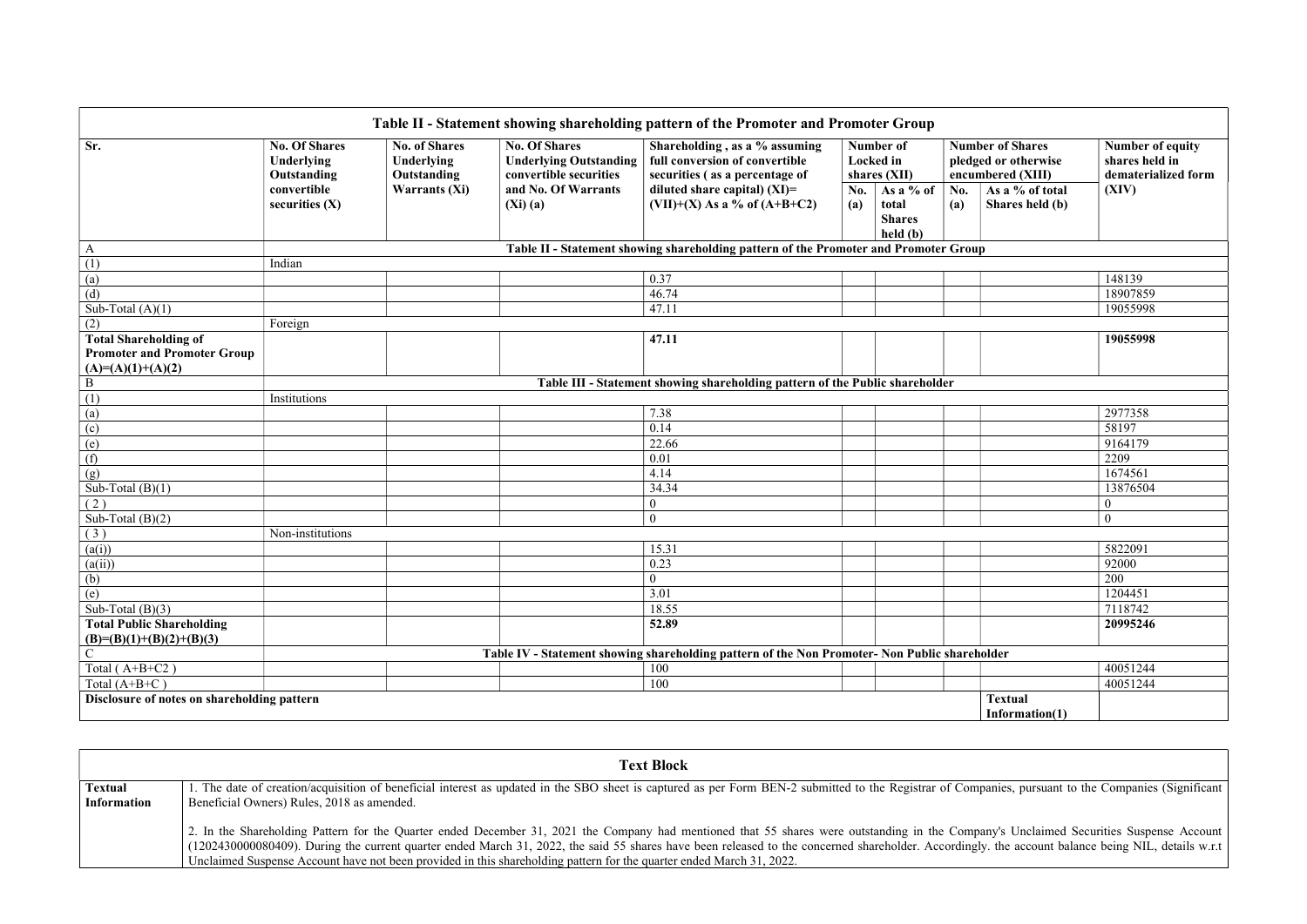| Sr. | No. Of Shares Underlying Outstanding convertible securities (X) | No. of Shares Underlying Outstanding Warrants (Xi) | No. Of Shares Underlying Outstanding convertible securities and No. Of Warrants (Xi) (a) | Shareholding , as a % assuming full conversion of convertible securities ( as a percentage of diluted share capital) (XI)= (VII)+(X) As a % of (A+B+C2) | Number of Locked in shares (XII) | | Number of Shares pledged or otherwise encumbered (XIII) | | Number of equity shares held in dematerialized form (XIV) |
|---|---|---|---|---|---|---|---|---|---|
| | | | | | No. (a) | As a % of total Shares held (b) | No. (a) | As a % of total Shares held (b) | |
| A | Table II - Statement showing shareholding pattern of the Promoter and Promoter Group | | | | | | | | |
| (1) | Indian | | | | | | | | |
| (a) | | | | 0.37 | | | | | 148139 |
| (d) | | | | 46.74 | | | | | 18907859 |
| Sub-Total (A)(1) | | | | 47.11 | | | | | 19055998 |
| (2) | Foreign | | | | | | | | |
| **Total Shareholding of Promoter and Promoter Group (A)=(A)(1)+(A)(2)** | | | | **47.11** | | | | | **19055998** |
| B | Table III - Statement showing shareholding pattern of the Public shareholder | | | | | | | | |
| (1) | Institutions | | | | | | | | |
| (a) | | | | 7.38 | | | | | 2977358 |
| (c) | | | | 0.14 | | | | | 58197 |
| (e) | | | | 22.66 | | | | | 9164179 |
| (f) | | | | 0.01 | | | | | 2209 |
| (g) | | | | 4.14 | | | | | 1674561 |
| Sub-Total (B)(1) | | | | 34.34 | | | | | 13876504 |
| ( 2 ) | | | | 0 | | | | | 0 |
| Sub-Total (B)(2) | | | | 0 | | | | | 0 |
| ( 3 ) | Non-institutions | | | | | | | | |
| (a(i)) | | | | 15.31 | | | | | 5822091 |
| (a(ii)) | | | | 0.23 | | | | | 92000 |
| (b) | | | | 0 | | | | | 200 |
| (e) | | | | 3.01 | | | | | 1204451 |
| Sub-Total (B)(3) | | | | 18.55 | | | | | 7118742 |
| **Total Public Shareholding (B)=(B)(1)+(B)(2)+(B)(3)** | | | | **52.89** | | | | | **20995246** |
| C | Table IV - Statement showing shareholding pattern of the Non Promoter- Non Public shareholder | | | | | | | | |
| Total ( A+B+C2 ) | | | | 100 | | | | | 40051244 |
| Total (A+B+C ) | | | | 100 | | | | | 40051244 |
| Disclosure of notes on shareholding pattern | | | | | | | | Textual Information(1) | |

| Text Block | |
|---|---|
| **Textual Information** | 1. The date of creation/acquisition of beneficial interest as updated in the SBO sheet is captured as per Form BEN-2 submitted to the Registrar of Companies, pursuant to the Companies (Significant Beneficial Owners) Rules, 2018 as amended.<br><br>2. In the Shareholding Pattern for the Quarter ended December 31, 2021 the Company had mentioned that 55 shares were outstanding in the Company's Unclaimed Securities Suspense Account (1202430000080409). During the current quarter ended March 31, 2022, the said 55 shares have been released to the concerned shareholder. Accordingly. the account balance being NIL, details w.r.t Unclaimed Suspense Account have not been provided in this shareholding pattern for the quarter ended March 31, 2022. |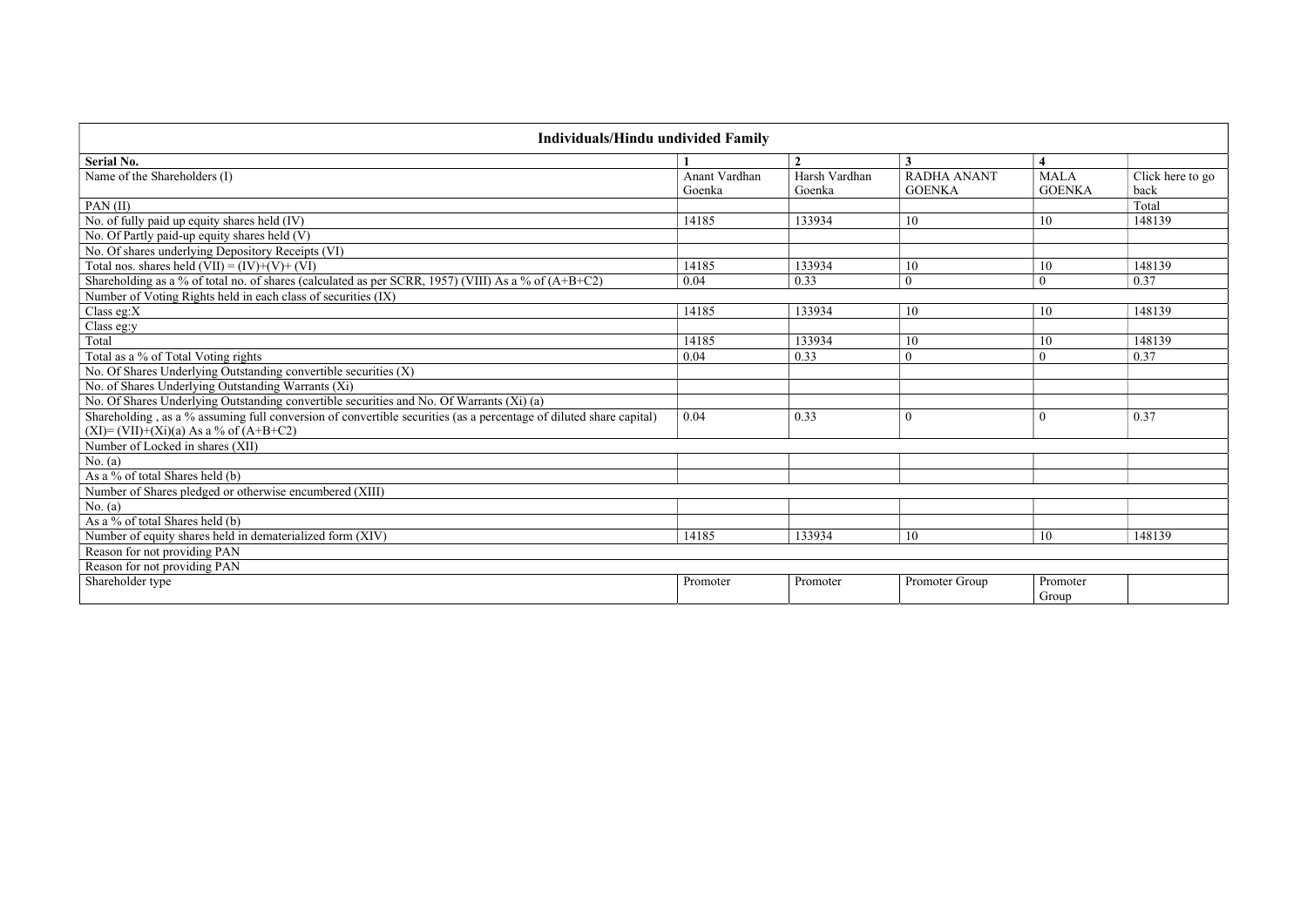| Individuals/Hindu undivided Family | | | | | |
|---|---|---|---|---|---|
| **Serial No.** | **1** | **2** | **3** | **4** | |
| Name of the Shareholders (I) | Anant Vardhan Goenka | Harsh Vardhan Goenka | RADHA ANANT GOENKA | MALA GOENKA | Click here to go back |
| PAN (II) | | | | | Total |
| No. of fully paid up equity shares held (IV) | 14185 | 133934 | 10 | 10 | 148139 |
| No. Of Partly paid-up equity shares held (V) | | | | | |
| No. Of shares underlying Depository Receipts (VI) | | | | | |
| Total nos. shares held (VII) = (IV)+(V)+ (VI) | 14185 | 133934 | 10 | 10 | 148139 |
| Shareholding as a % of total no. of shares (calculated as per SCRR, 1957) (VIII) As a % of (A+B+C2) | 0.04 | 0.33 | 0 | 0 | 0.37 |
| Number of Voting Rights held in each class of securities (IX) | | | | | |
| Class eg:X | 14185 | 133934 | 10 | 10 | 148139 |
| Class eg:y | | | | | |
| Total | 14185 | 133934 | 10 | 10 | 148139 |
| Total as a % of Total Voting rights | 0.04 | 0.33 | 0 | 0 | 0.37 |
| No. Of Shares Underlying Outstanding convertible securities (X) | | | | | |
| No. of Shares Underlying Outstanding Warrants (Xi) | | | | | |
| No. Of Shares Underlying Outstanding convertible securities and No. Of Warrants (Xi) (a) | | | | | |
| Shareholding , as a % assuming full conversion of convertible securities (as a percentage of diluted share capital) (XI)= (VII)+(Xi)(a) As a % of (A+B+C2) | 0.04 | 0.33 | 0 | 0 | 0.37 |
| Number of Locked in shares (XII) | | | | | |
| No. (a) | | | | | |
| As a % of total Shares held (b) | | | | | |
| Number of Shares pledged or otherwise encumbered (XIII) | | | | | |
| No. (a) | | | | | |
| As a % of total Shares held (b) | | | | | |
| Number of equity shares held in dematerialized form (XIV) | 14185 | 133934 | 10 | 10 | 148139 |
| Reason for not providing PAN | | | | | |
| Reason for not providing PAN | | | | | |
| Shareholder type | Promoter | Promoter | Promoter Group | Promoter Group | |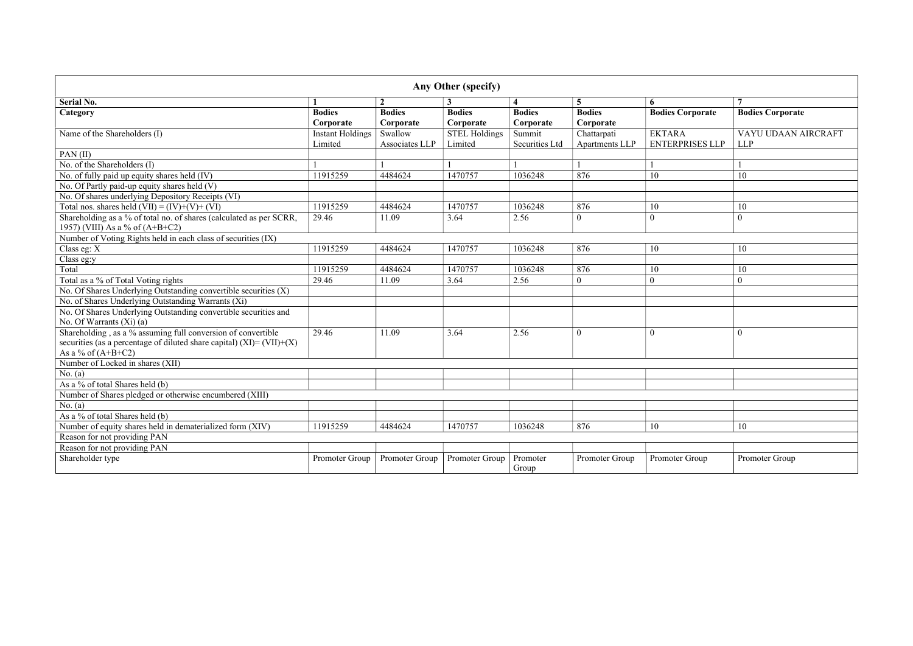| Any Other (specify) | | | | | | | |
|---|---|---|---|---|---|---|---|
| **Serial No.** | **1** | **2** | **3** | **4** | **5** | **6** | **7** |
| **Category** | **Bodies Corporate** | **Bodies Corporate** | **Bodies Corporate** | **Bodies Corporate** | **Bodies Corporate** | **Bodies Corporate** | **Bodies Corporate** |
| Name of the Shareholders (I) | Instant Holdings Limited | Swallow Associates LLP | STEL Holdings Limited | Summit Securities Ltd | Chattarpati Apartments LLP | EKTARA ENTERPRISES LLP | VAYU UDAAN AIRCRAFT LLP |
| PAN (II) | | | | | | | |
| No. of the Shareholders (I) | 1 | 1 | 1 | 1 | 1 | 1 | 1 |
| No. of fully paid up equity shares held (IV) | 11915259 | 4484624 | 1470757 | 1036248 | 876 | 10 | 10 |
| No. Of Partly paid-up equity shares held (V) | | | | | | | |
| No. Of shares underlying Depository Receipts (VI) | | | | | | | |
| Total nos. shares held (VII) = (IV)+(V)+ (VI) | 11915259 | 4484624 | 1470757 | 1036248 | 876 | 10 | 10 |
| Shareholding as a % of total no. of shares (calculated as per SCRR, 1957) (VIII) As a % of (A+B+C2) | 29.46 | 11.09 | 3.64 | 2.56 | 0 | 0 | 0 |
| Number of Voting Rights held in each class of securities (IX) | | | | | | | |
| Class eg: X | 11915259 | 4484624 | 1470757 | 1036248 | 876 | 10 | 10 |
| Class eg:y | | | | | | | |
| Total | 11915259 | 4484624 | 1470757 | 1036248 | 876 | 10 | 10 |
| Total as a % of Total Voting rights | 29.46 | 11.09 | 3.64 | 2.56 | 0 | 0 | 0 |
| No. Of Shares Underlying Outstanding convertible securities (X) | | | | | | | |
| No. of Shares Underlying Outstanding Warrants (Xi) | | | | | | | |
| No. Of Shares Underlying Outstanding convertible securities and No. Of Warrants (Xi) (a) | | | | | | | |
| Shareholding , as a % assuming full conversion of convertible securities (as a percentage of diluted share capital) (XI)= (VII)+(X) As a % of (A+B+C2) | 29.46 | 11.09 | 3.64 | 2.56 | 0 | 0 | 0 |
| Number of Locked in shares (XII) | | | | | | | |
| No. (a) | | | | | | | |
| As a % of total Shares held (b) | | | | | | | |
| Number of Shares pledged or otherwise encumbered (XIII) | | | | | | | |
| No. (a) | | | | | | | |
| As a % of total Shares held (b) | | | | | | | |
| Number of equity shares held in dematerialized form (XIV) | 11915259 | 4484624 | 1470757 | 1036248 | 876 | 10 | 10 |
| Reason for not providing PAN | | | | | | | |
| Reason for not providing PAN | | | | | | | |
| Shareholder type | Promoter Group | Promoter Group | Promoter Group | Promoter Group | Promoter Group | Promoter Group | Promoter Group |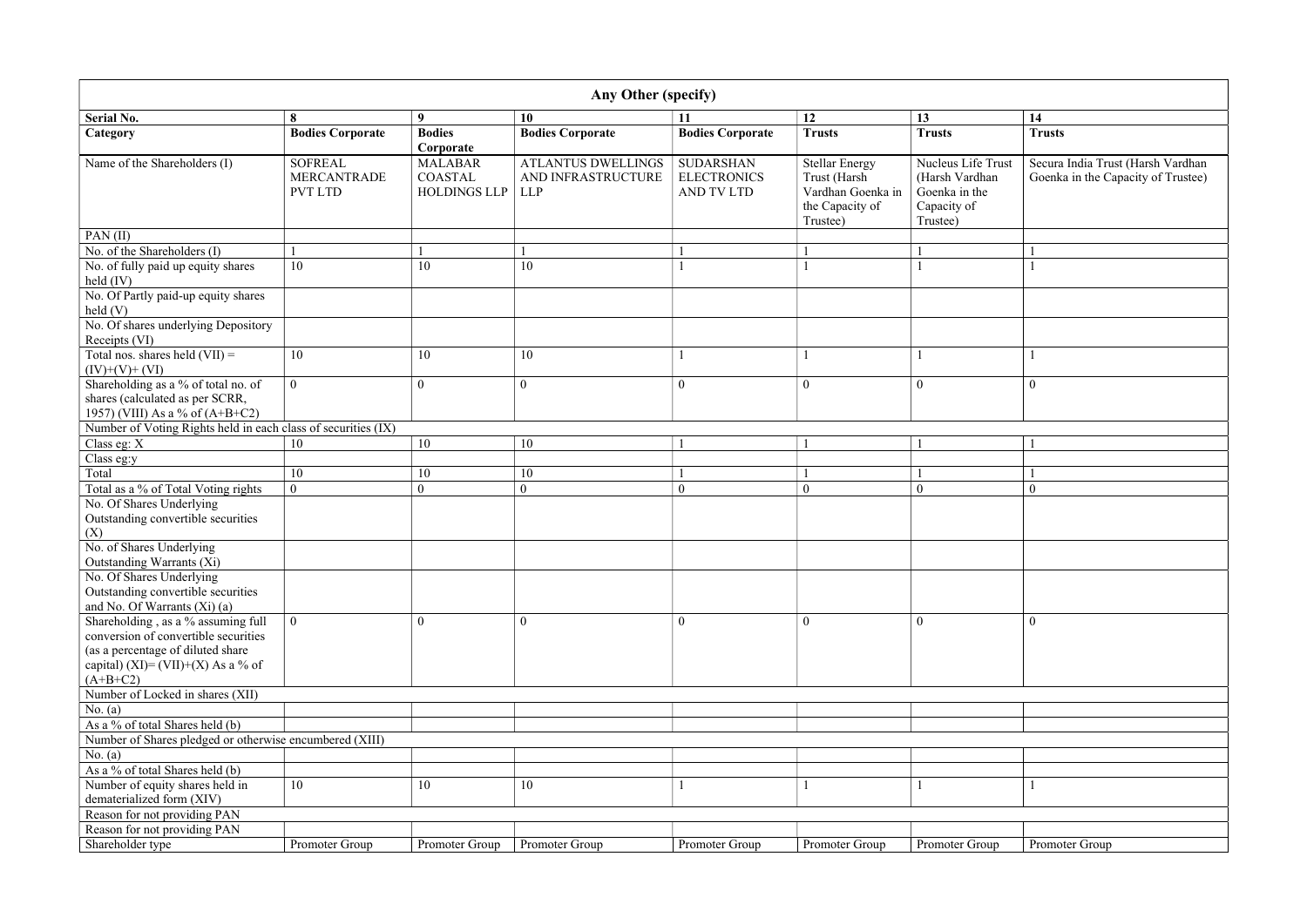| Any Other (specify) | | | | | | | |
|---|---|---|---|---|---|---|---|
| **Serial No.** | **8** | **9** | **10** | **11** | **12** | **13** | **14** |
| **Category** | **Bodies Corporate** | **Bodies Corporate** | **Bodies Corporate** | **Bodies Corporate** | **Trusts** | **Trusts** | **Trusts** |
| Name of the Shareholders (I) | SOFREAL MERCANTRADE PVT LTD | MALABAR COASTAL HOLDINGS LLP | ATLANTUS DWELLINGS AND INFRASTRUCTURE LLP | SUDARSHAN ELECTRONICS AND TV LTD | Stellar Energy Trust (Harsh Vardhan Goenka in the Capacity of Trustee) | Nucleus Life Trust (Harsh Vardhan Goenka in the Capacity of Trustee) | Secura India Trust (Harsh Vardhan Goenka in the Capacity of Trustee) |
| PAN (II) | | | | | | | |
| No. of the Shareholders (I) | 1 | 1 | 1 | 1 | 1 | 1 | 1 |
| No. of fully paid up equity shares held (IV) | 10 | 10 | 10 | 1 | 1 | 1 | 1 |
| No. Of Partly paid-up equity shares held (V) | | | | | | | |
| No. Of shares underlying Depository Receipts (VI) | | | | | | | |
| Total nos. shares held (VII) = (IV)+(V)+ (VI) | 10 | 10 | 10 | 1 | 1 | 1 | 1 |
| Shareholding as a % of total no. of shares (calculated as per SCRR, 1957) (VIII) As a % of (A+B+C2) | 0 | 0 | 0 | 0 | 0 | 0 | 0 |
| Number of Voting Rights held in each class of securities (IX) | | | | | | | |
| Class eg: X | 10 | 10 | 10 | 1 | 1 | 1 | 1 |
| Class eg:y | | | | | | | |
| Total | 10 | 10 | 10 | 1 | 1 | 1 | 1 |
| Total as a % of Total Voting rights | 0 | 0 | 0 | 0 | 0 | 0 | 0 |
| No. Of Shares Underlying Outstanding convertible securities (X) | | | | | | | |
| No. of Shares Underlying Outstanding Warrants (Xi) | | | | | | | |
| No. Of Shares Underlying Outstanding convertible securities and No. Of Warrants (Xi) (a) | | | | | | | |
| Shareholding , as a % assuming full conversion of convertible securities (as a percentage of diluted share capital) (XI)= (VII)+(X) As a % of (A+B+C2) | 0 | 0 | 0 | 0 | 0 | 0 | 0 |
| Number of Locked in shares (XII) | | | | | | | |
| No. (a) | | | | | | | |
| As a % of total Shares held (b) | | | | | | | |
| Number of Shares pledged or otherwise encumbered (XIII) | | | | | | | |
| No. (a) | | | | | | | |
| As a % of total Shares held (b) | | | | | | | |
| Number of equity shares held in dematerialized form (XIV) | 10 | 10 | 10 | 1 | 1 | 1 | 1 |
| Reason for not providing PAN | | | | | | | |
| Reason for not providing PAN | | | | | | | |
| Shareholder type | Promoter Group | Promoter Group | Promoter Group | Promoter Group | Promoter Group | Promoter Group | Promoter Group |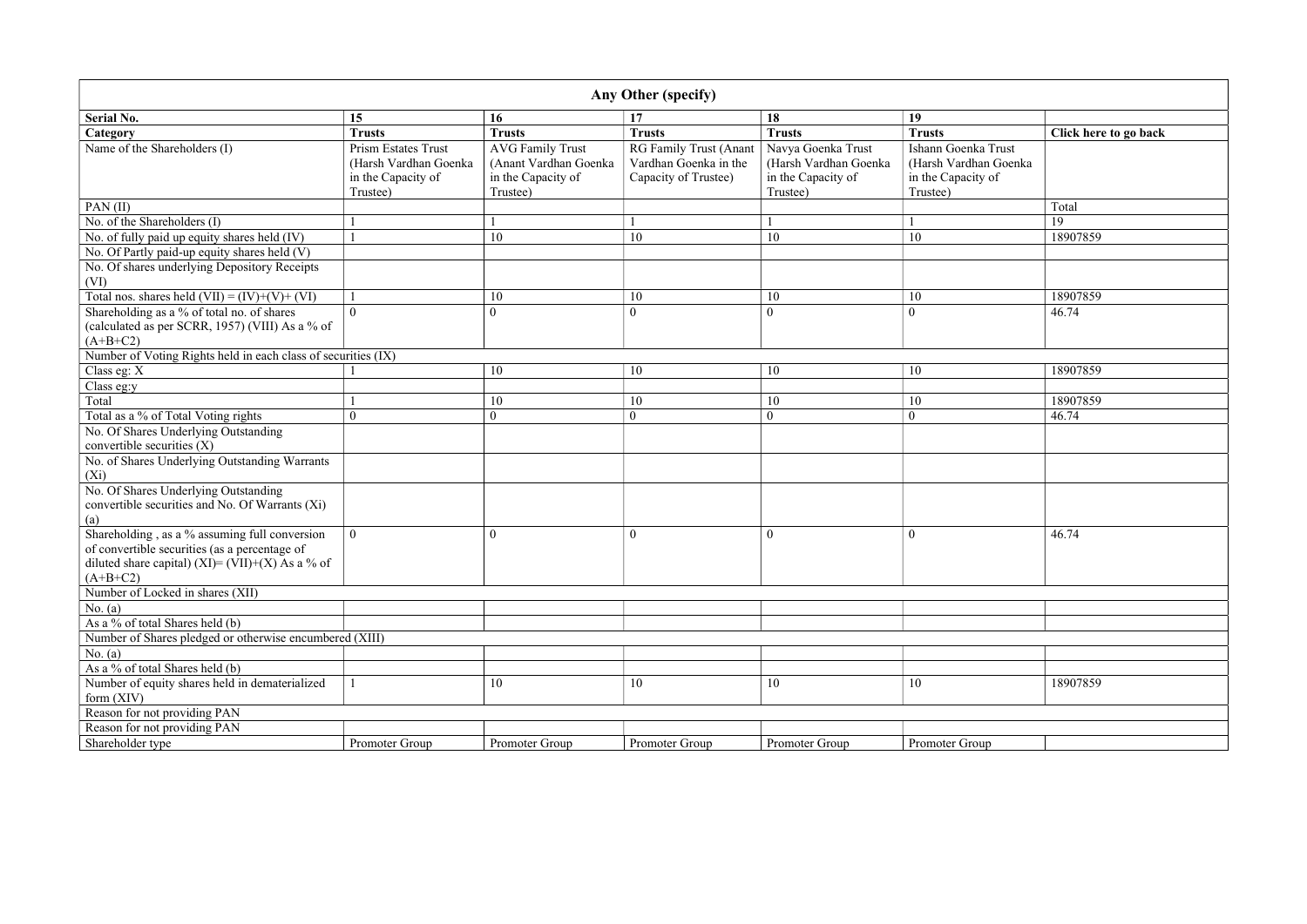| Any Other (specify) | | | | | | |
|---|---|---|---|---|---|---|
| Serial No. | 15 | 16 | 17 | 18 | 19 | |
| Category | Trusts | Trusts | Trusts | Trusts | Trusts | Click here to go back |
| Name of the Shareholders (I) | Prism Estates Trust (Harsh Vardhan Goenka in the Capacity of Trustee) | AVG Family Trust (Anant Vardhan Goenka in the Capacity of Trustee) | RG Family Trust (Anant Vardhan Goenka in the Capacity of Trustee) | Navya Goenka Trust (Harsh Vardhan Goenka in the Capacity of Trustee) | Ishann Goenka Trust (Harsh Vardhan Goenka in the Capacity of Trustee) | |
| PAN (II) | | | | | | Total |
| No. of the Shareholders (I) | 1 | 1 | 1 | 1 | 1 | 19 |
| No. of fully paid up equity shares held (IV) | 1 | 10 | 10 | 10 | 10 | 18907859 |
| No. Of Partly paid-up equity shares held (V) | | | | | | |
| No. Of shares underlying Depository Receipts (VI) | | | | | | |
| Total nos. shares held (VII) = (IV)+(V)+ (VI) | 1 | 10 | 10 | 10 | 10 | 18907859 |
| Shareholding as a % of total no. of shares (calculated as per SCRR, 1957) (VIII) As a % of (A+B+C2) | 0 | 0 | 0 | 0 | 0 | 46.74 |
| Number of Voting Rights held in each class of securities (IX) | | | | | | |
| Class eg: X | 1 | 10 | 10 | 10 | 10 | 18907859 |
| Class eg:y | | | | | | |
| Total | 1 | 10 | 10 | 10 | 10 | 18907859 |
| Total as a % of Total Voting rights | 0 | 0 | 0 | 0 | 0 | 46.74 |
| No. Of Shares Underlying Outstanding convertible securities (X) | | | | | | |
| No. of Shares Underlying Outstanding Warrants (Xi) | | | | | | |
| No. Of Shares Underlying Outstanding convertible securities and No. Of Warrants (Xi) (a) | | | | | | |
| Shareholding , as a % assuming full conversion of convertible securities (as a percentage of diluted share capital) (XI)= (VII)+(X) As a % of (A+B+C2) | 0 | 0 | 0 | 0 | 0 | 46.74 |
| Number of Locked in shares (XII) | | | | | | |
| No. (a) | | | | | | |
| As a % of total Shares held (b) | | | | | | |
| Number of Shares pledged or otherwise encumbered (XIII) | | | | | | |
| No. (a) | | | | | | |
| As a % of total Shares held (b) | | | | | | |
| Number of equity shares held in dematerialized form (XIV) | 1 | 10 | 10 | 10 | 10 | 18907859 |
| Reason for not providing PAN | | | | | | |
| Reason for not providing PAN | | | | | | |
| Shareholder type | Promoter Group | Promoter Group | Promoter Group | Promoter Group | Promoter Group | |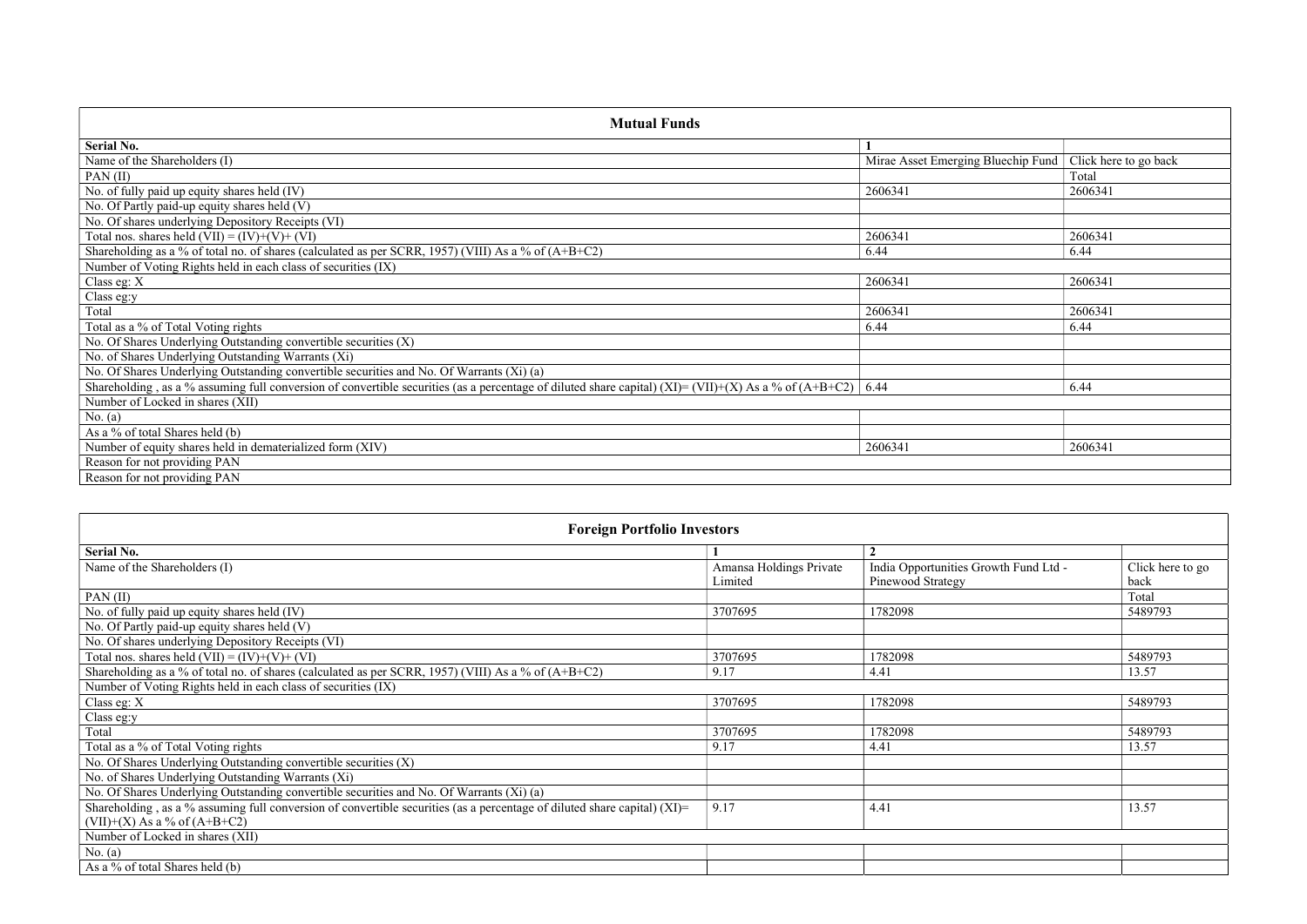| Mutual Funds | | |
|---|---|---|
| Serial No. | 1 | |
| Name of the Shareholders (I) | Mirae Asset Emerging Bluechip Fund | Click here to go back |
| PAN (II) | | Total |
| No. of fully paid up equity shares held (IV) | 2606341 | 2606341 |
| No. Of Partly paid-up equity shares held (V) | | |
| No. Of shares underlying Depository Receipts (VI) | | |
| Total nos. shares held (VII) = (IV)+(V)+ (VI) | 2606341 | 2606341 |
| Shareholding as a % of total no. of shares (calculated as per SCRR, 1957) (VIII) As a % of (A+B+C2) | 6.44 | 6.44 |
| Number of Voting Rights held in each class of securities (IX) | | |
| Class eg: X | 2606341 | 2606341 |
| Class eg:y | | |
| Total | 2606341 | 2606341 |
| Total as a % of Total Voting rights | 6.44 | 6.44 |
| No. Of Shares Underlying Outstanding convertible securities (X) | | |
| No. of Shares Underlying Outstanding Warrants (Xi) | | |
| No. Of Shares Underlying Outstanding convertible securities and No. Of Warrants (Xi) (a) | | |
| Shareholding , as a % assuming full conversion of convertible securities (as a percentage of diluted share capital) (XI)= (VII)+(X) As a % of (A+B+C2) | 6.44 | 6.44 |
| Number of Locked in shares (XII) | | |
| No. (a) | | |
| As a % of total Shares held (b) | | |
| Number of equity shares held in dematerialized form (XIV) | 2606341 | 2606341 |
| Reason for not providing PAN | | |
| Reason for not providing PAN | | |

| Foreign Portfolio Investors | | | |
|---|---|---|---|
| Serial No. | 1 | 2 | |
| Name of the Shareholders (I) | Amansa Holdings Private Limited | India Opportunities Growth Fund Ltd - Pinewood Strategy | Click here to go back |
| PAN (II) | | | Total |
| No. of fully paid up equity shares held (IV) | 3707695 | 1782098 | 5489793 |
| No. Of Partly paid-up equity shares held (V) | | | |
| No. Of shares underlying Depository Receipts (VI) | | | |
| Total nos. shares held (VII) = (IV)+(V)+ (VI) | 3707695 | 1782098 | 5489793 |
| Shareholding as a % of total no. of shares (calculated as per SCRR, 1957) (VIII) As a % of (A+B+C2) | 9.17 | 4.41 | 13.57 |
| Number of Voting Rights held in each class of securities (IX) | | | |
| Class eg: X | 3707695 | 1782098 | 5489793 |
| Class eg:y | | | |
| Total | 3707695 | 1782098 | 5489793 |
| Total as a % of Total Voting rights | 9.17 | 4.41 | 13.57 |
| No. Of Shares Underlying Outstanding convertible securities (X) | | | |
| No. of Shares Underlying Outstanding Warrants (Xi) | | | |
| No. Of Shares Underlying Outstanding convertible securities and No. Of Warrants (Xi) (a) | | | |
| Shareholding , as a % assuming full conversion of convertible securities (as a percentage of diluted share capital) (XI)= (VII)+(X) As a % of (A+B+C2) | 9.17 | 4.41 | 13.57 |
| Number of Locked in shares (XII) | | | |
| No. (a) | | | |
| As a % of total Shares held (b) | | | |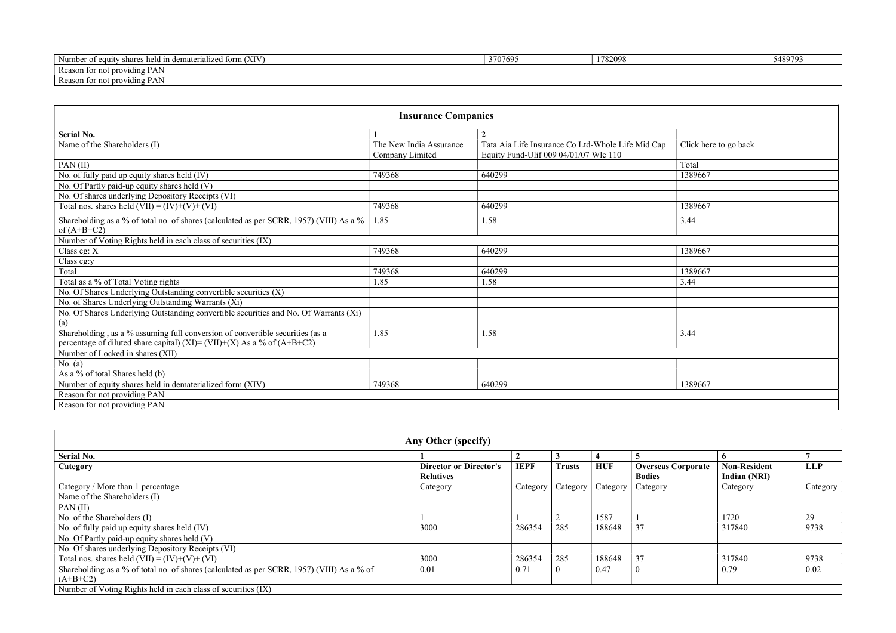| Number of equity shares held in dematerialized form (XIV) | 3707695 | 1782098 | 5489793 |
|---|---|---|---|
| Reason for not providing PAN | | | |
| Reason for not providing PAN | | | |

| Insurance Companies | | | |
|---|---|---|---|
| **Serial No.** | **1** | **2** | |
| Name of the Shareholders (I) | The New India Assurance Company Limited | Tata Aia Life Insurance Co Ltd-Whole Life Mid Cap Equity Fund-Ulif 009 04/01/07 Wle 110 | Click here to go back |
| PAN (II) | | | Total |
| No. of fully paid up equity shares held (IV) | 749368 | 640299 | 1389667 |
| No. Of Partly paid-up equity shares held (V) | | | |
| No. Of shares underlying Depository Receipts (VI) | | | |
| Total nos. shares held (VII) = (IV)+(V)+ (VI) | 749368 | 640299 | 1389667 |
| Shareholding as a % of total no. of shares (calculated as per SCRR, 1957) (VIII) As a % of (A+B+C2) | 1.85 | 1.58 | 3.44 |
| Number of Voting Rights held in each class of securities (IX) | | | |
| Class eg: X | 749368 | 640299 | 1389667 |
| Class eg:y | | | |
| Total | 749368 | 640299 | 1389667 |
| Total as a % of Total Voting rights | 1.85 | 1.58 | 3.44 |
| No. Of Shares Underlying Outstanding convertible securities (X) | | | |
| No. of Shares Underlying Outstanding Warrants (Xi) | | | |
| No. Of Shares Underlying Outstanding convertible securities and No. Of Warrants (Xi) (a) | | | |
| Shareholding , as a % assuming full conversion of convertible securities (as a percentage of diluted share capital) (XI)= (VII)+(X) As a % of (A+B+C2) | 1.85 | 1.58 | 3.44 |
| Number of Locked in shares (XII) | | | |
| No. (a) | | | |
| As a % of total Shares held (b) | | | |
| Number of equity shares held in dematerialized form (XIV) | 749368 | 640299 | 1389667 |
| Reason for not providing PAN | | | |
| Reason for not providing PAN | | | |

| Any Other (specify) | | | | | | | |
|---|---|---|---|---|---|---|---|
| **Serial No.** | **1** | **2** | **3** | **4** | **5** | **6** | **7** |
| **Category** | **Director or Director's Relatives** | **IEPF** | **Trusts** | **HUF** | **Overseas Corporate Bodies** | **Non-Resident Indian (NRI)** | **LLP** |
| Category / More than 1 percentage | Category | Category | Category | Category | Category | Category | Category |
| Name of the Shareholders (I) | | | | | | | |
| PAN (II) | | | | | | | |
| No. of the Shareholders (I) | 1 | 1 | 2 | 1587 | 1 | 1720 | 29 |
| No. of fully paid up equity shares held (IV) | 3000 | 286354 | 285 | 188648 | 37 | 317840 | 9738 |
| No. Of Partly paid-up equity shares held (V) | | | | | | | |
| No. Of shares underlying Depository Receipts (VI) | | | | | | | |
| Total nos. shares held (VII) = (IV)+(V)+ (VI) | 3000 | 286354 | 285 | 188648 | 37 | 317840 | 9738 |
| Shareholding as a % of total no. of shares (calculated as per SCRR, 1957) (VIII) As a % of (A+B+C2) | 0.01 | 0.71 | 0 | 0.47 | 0 | 0.79 | 0.02 |
| Number of Voting Rights held in each class of securities (IX) | | | | | | | |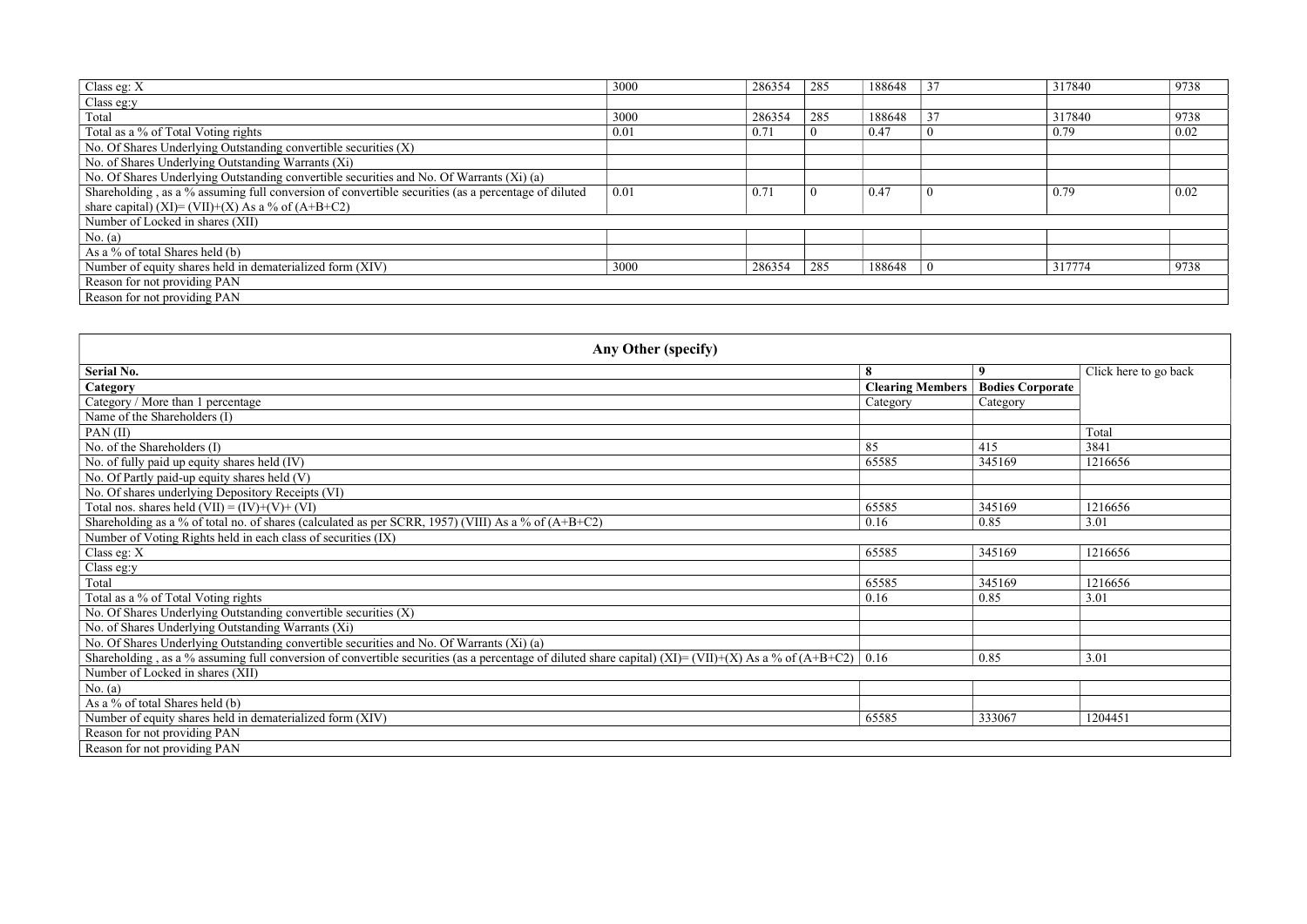| | | | | | | | |
|---|---|---|---|---|---|---|---|
| Class eg: X | 3000 | 286354 | 285 | 188648 | 37 | 317840 | 9738 |
| Class eg:y | | | | | | | |
| Total | 3000 | 286354 | 285 | 188648 | 37 | 317840 | 9738 |
| Total as a % of Total Voting rights | 0.01 | 0.71 | 0 | 0.47 | 0 | 0.79 | 0.02 |
| No. Of Shares Underlying Outstanding convertible securities (X) | | | | | | | |
| No. of Shares Underlying Outstanding Warrants (Xi) | | | | | | | |
| No. Of Shares Underlying Outstanding convertible securities and No. Of Warrants (Xi) (a) | | | | | | | |
| Shareholding , as a % assuming full conversion of convertible securities (as a percentage of diluted share capital) (XI)= (VII)+(X) As a % of (A+B+C2) | 0.01 | 0.71 | 0 | 0.47 | 0 | 0.79 | 0.02 |
| Number of Locked in shares (XII) | | | | | | | |
| No. (a) | | | | | | | |
| As a % of total Shares held (b) | | | | | | | |
| Number of equity shares held in dematerialized form (XIV) | 3000 | 286354 | 285 | 188648 | 0 | 317774 | 9738 |
| Reason for not providing PAN | | | | | | | |
| Reason for not providing PAN | | | | | | | |

| Any Other (specify) | | | |
|---|---|---|---|
| **Serial No.** | **8** | **9** | Click here to go back |
| **Category** | **Clearing Members** | **Bodies Corporate** | |
| Category / More than 1 percentage | Category | Category | |
| Name of the Shareholders (I) | | | |
| PAN (II) | | | Total |
| No. of the Shareholders (I) | 85 | 415 | 3841 |
| No. of fully paid up equity shares held (IV) | 65585 | 345169 | 1216656 |
| No. Of Partly paid-up equity shares held (V) | | | |
| No. Of shares underlying Depository Receipts (VI) | | | |
| Total nos. shares held (VII) = (IV)+(V)+ (VI) | 65585 | 345169 | 1216656 |
| Shareholding as a % of total no. of shares (calculated as per SCRR, 1957) (VIII) As a % of (A+B+C2) | 0.16 | 0.85 | 3.01 |
| Number of Voting Rights held in each class of securities (IX) | | | |
| Class eg: X | 65585 | 345169 | 1216656 |
| Class eg:y | | | |
| Total | 65585 | 345169 | 1216656 |
| Total as a % of Total Voting rights | 0.16 | 0.85 | 3.01 |
| No. Of Shares Underlying Outstanding convertible securities (X) | | | |
| No. of Shares Underlying Outstanding Warrants (Xi) | | | |
| No. Of Shares Underlying Outstanding convertible securities and No. Of Warrants (Xi) (a) | | | |
| Shareholding , as a % assuming full conversion of convertible securities (as a percentage of diluted share capital) (XI)= (VII)+(X) As a % of (A+B+C2) | 0.16 | 0.85 | 3.01 |
| Number of Locked in shares (XII) | | | |
| No. (a) | | | |
| As a % of total Shares held (b) | | | |
| Number of equity shares held in dematerialized form (XIV) | 65585 | 333067 | 1204451 |
| Reason for not providing PAN | | | |
| Reason for not providing PAN | | | |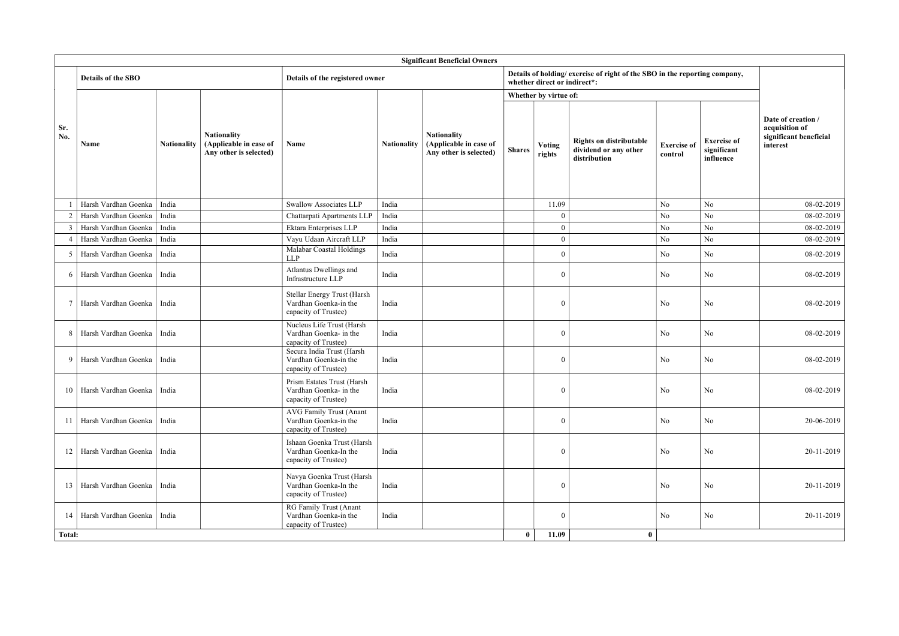| Significant Beneficial Owners | | | | | | | | | | | | |
|---|---|---|---|---|---|---|---|---|---|---|---|---|
| Sr. No. | Details of the SBO | | | Details of the registered owner | | | Details of holding/ exercise of right of the SBO in the reporting company, whether direct or indirect*: | | | | | Date of creation / acquisition of significant beneficial interest |
| | | | | | | | Whether by virtue of: | | | | | |
| | Name | Nationality | Nationality (Applicable in case of Any other is selected) | Name | Nationality | Nationality (Applicable in case of Any other is selected) | Shares | Voting rights | Rights on distributable dividend or any other distribution | Exercise of control | Exercise of significant influence | |
| 1 | Harsh Vardhan Goenka | India | | Swallow Associates LLP | India | | | 11.09 | | No | No | 08-02-2019 |
| 2 | Harsh Vardhan Goenka | India | | Chattarpati Apartments LLP | India | | | 0 | | No | No | 08-02-2019 |
| 3 | Harsh Vardhan Goenka | India | | Ektara Enterprises LLP | India | | | 0 | | No | No | 08-02-2019 |
| 4 | Harsh Vardhan Goenka | India | | Vayu Udaan Aircraft LLP | India | | | 0 | | No | No | 08-02-2019 |
| 5 | Harsh Vardhan Goenka | India | | Malabar Coastal Holdings LLP | India | | | 0 | | No | No | 08-02-2019 |
| 6 | Harsh Vardhan Goenka | India | | Atlantus Dwellings and Infrastructure LLP | India | | | 0 | | No | No | 08-02-2019 |
| 7 | Harsh Vardhan Goenka | India | | Stellar Energy Trust (Harsh Vardhan Goenka-in the capacity of Trustee) | India | | | 0 | | No | No | 08-02-2019 |
| 8 | Harsh Vardhan Goenka | India | | Nucleus Life Trust (Harsh Vardhan Goenka- in the capacity of Trustee) | India | | | 0 | | No | No | 08-02-2019 |
| 9 | Harsh Vardhan Goenka | India | | Secura India Trust (Harsh Vardhan Goenka-in the capacity of Trustee) | India | | | 0 | | No | No | 08-02-2019 |
| 10 | Harsh Vardhan Goenka | India | | Prism Estates Trust (Harsh Vardhan Goenka- in the capacity of Trustee) | India | | | 0 | | No | No | 08-02-2019 |
| 11 | Harsh Vardhan Goenka | India | | AVG Family Trust (Anant Vardhan Goenka-in the capacity of Trustee) | India | | | 0 | | No | No | 20-06-2019 |
| 12 | Harsh Vardhan Goenka | India | | Ishaan Goenka Trust (Harsh Vardhan Goenka-In the capacity of Trustee) | India | | | 0 | | No | No | 20-11-2019 |
| 13 | Harsh Vardhan Goenka | India | | Navya Goenka Trust (Harsh Vardhan Goenka-In the capacity of Trustee) | India | | | 0 | | No | No | 20-11-2019 |
| 14 | Harsh Vardhan Goenka | India | | RG Family Trust (Anant Vardhan Goenka-in the capacity of Trustee) | India | | | 0 | | No | No | 20-11-2019 |
| **Total:** | | | | | | | **0** | **11.09** | **0** | | | |